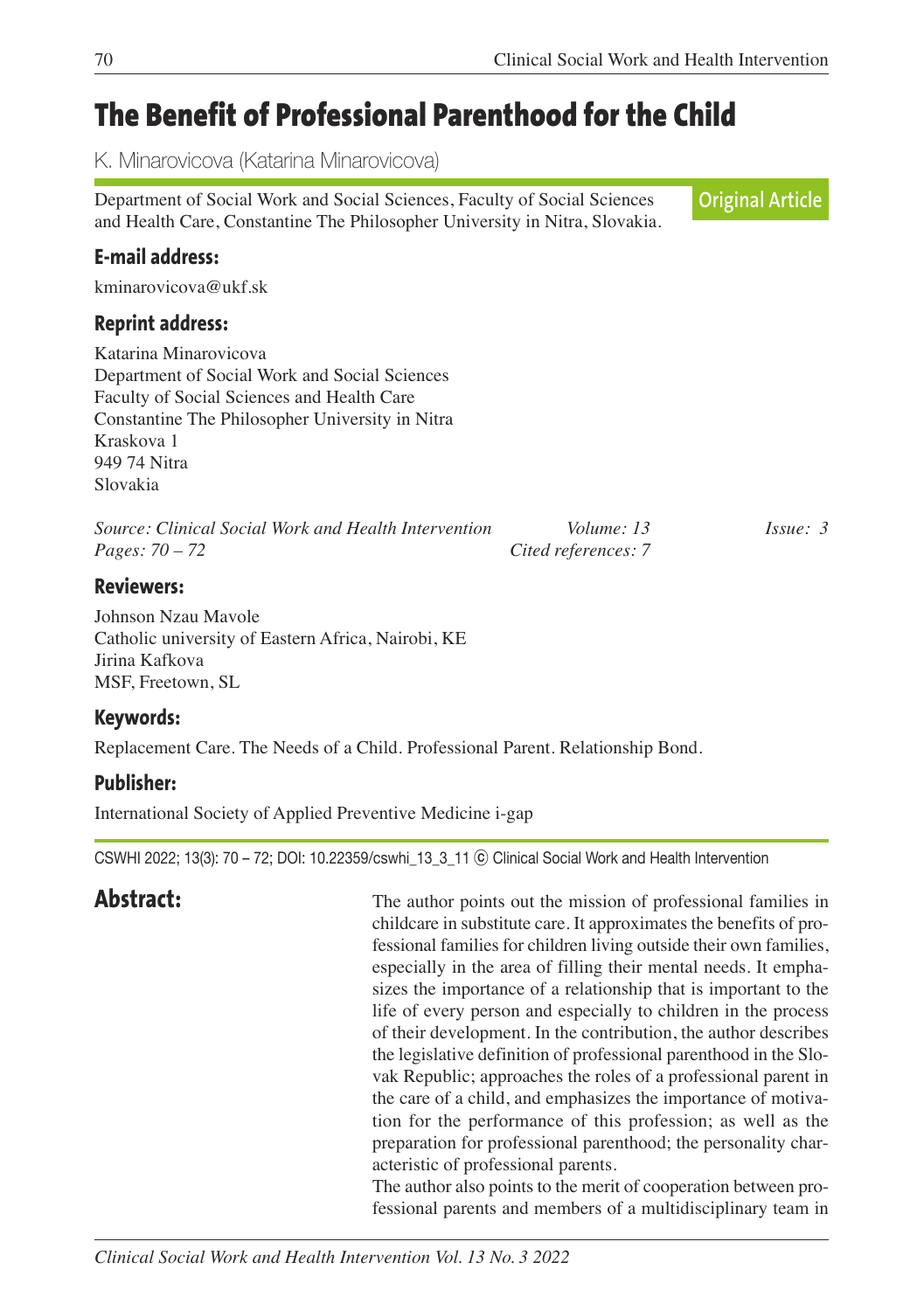# The Benefit of Professional Parenthood for the Child

K. Minarovicova (Katarina Minarovicova)

Department of Social Work and Social Sciences, Faculty of Social Sciences and Health Care, Constantine The Philosopher University in Nitra, Slovakia.

**Original Article**

### E-mail address:

kminarovicova@ukf.sk

### Reprint address:

Katarina Minarovicova
Department of Social Work and Social Sciences
Faculty of Social Sciences and Health Care
Constantine The Philosopher University in Nitra
Kraskova 1
949 74 Nitra
Slovakia

*Source: Clinical Social Work and Health Intervention* *Volume: 13* *Issue: 3*
*Pages: 70 – 72* *Cited references: 7*

### Reviewers:

Johnson Nzau Mavole
Catholic university of Eastern Africa, Nairobi, KE
Jirina Kafkova
MSF, Freetown, SL

### Keywords:

Replacement Care. The Needs of a Child. Professional Parent. Relationship Bond.

### Publisher:

International Society of Applied Preventive Medicine i-gap

CSWHI 2022; 13(3): 70 – 72; DOI: 10.22359/cswhi_13_3_11 © Clinical Social Work and Health Intervention

## Abstract:

The author points out the mission of professional families in childcare in substitute care. It approximates the benefits of professional families for children living outside their own families, especially in the area of filling their mental needs. It emphasizes the importance of a relationship that is important to the life of every person and especially to children in the process of their development. In the contribution, the author describes the legislative definition of professional parenthood in the Slovak Republic; approaches the roles of a professional parent in the care of a child, and emphasizes the importance of motivation for the performance of this profession; as well as the preparation for professional parenthood; the personality characteristic of professional parents.

The author also points to the merit of cooperation between professional parents and members of a multidisciplinary team in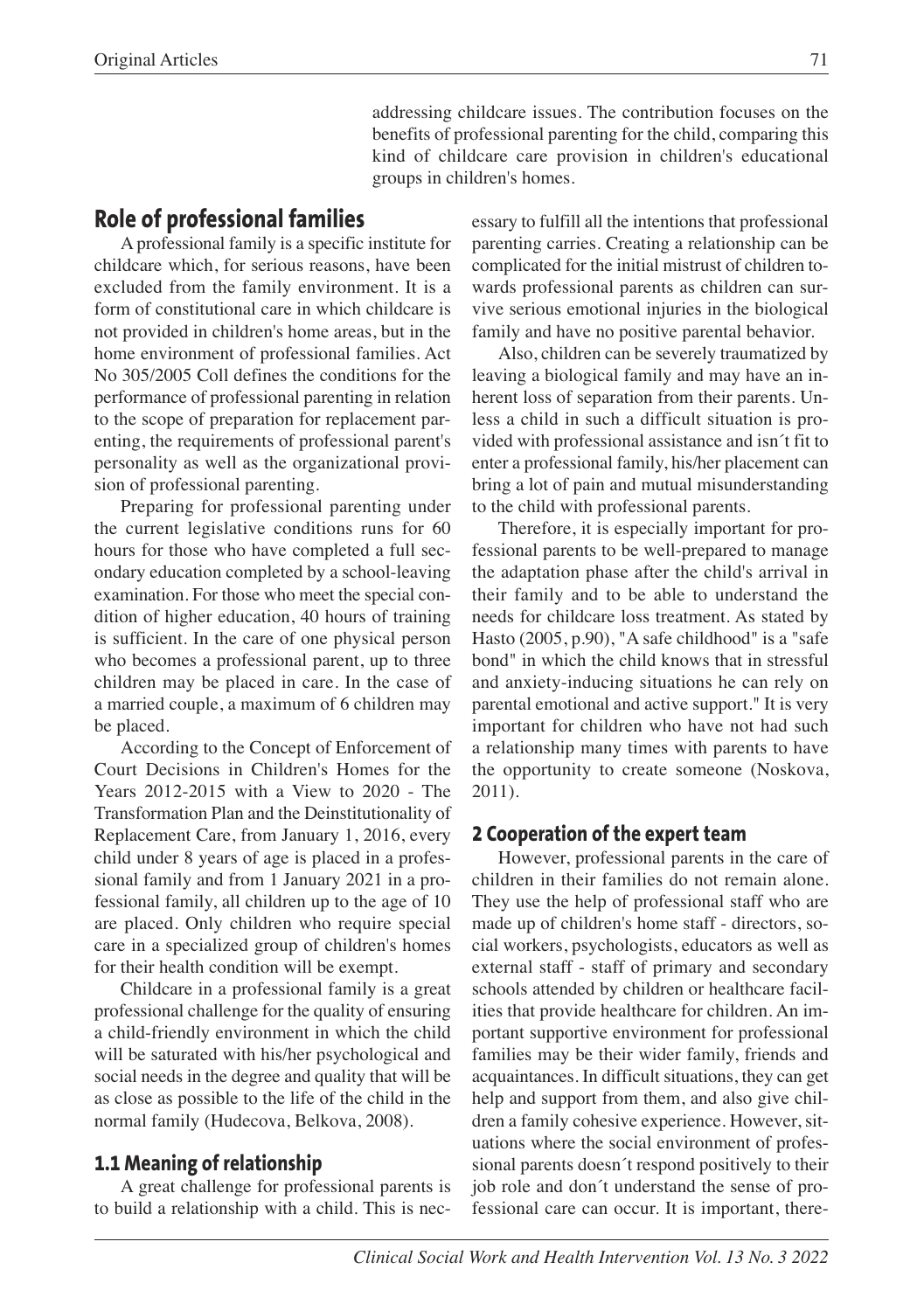addressing childcare issues. The contribution focuses on the benefits of professional parenting for the child, comparing this kind of childcare care provision in children's educational groups in children's homes.

## Role of professional families

A professional family is a specific institute for childcare which, for serious reasons, have been excluded from the family environment. It is a form of constitutional care in which childcare is not provided in children's home areas, but in the home environment of professional families. Act No 305/2005 Coll defines the conditions for the performance of professional parenting in relation to the scope of preparation for replacement parenting, the requirements of professional parent's personality as well as the organizational provision of professional parenting.

Preparing for professional parenting under the current legislative conditions runs for 60 hours for those who have completed a full secondary education completed by a school-leaving examination. For those who meet the special condition of higher education, 40 hours of training is sufficient. In the care of one physical person who becomes a professional parent, up to three children may be placed in care. In the case of a married couple, a maximum of 6 children may be placed.

According to the Concept of Enforcement of Court Decisions in Children's Homes for the Years 2012-2015 with a View to 2020 - The Transformation Plan and the Deinstitutionality of Replacement Care, from January 1, 2016, every child under 8 years of age is placed in a professional family and from 1 January 2021 in a professional family, all children up to the age of 10 are placed. Only children who require special care in a specialized group of children's homes for their health condition will be exempt.

Childcare in a professional family is a great professional challenge for the quality of ensuring a child-friendly environment in which the child will be saturated with his/her psychological and social needs in the degree and quality that will be as close as possible to the life of the child in the normal family (Hudecova, Belkova, 2008).

### 1.1 Meaning of relationship

A great challenge for professional parents is to build a relationship with a child. This is necessary to fulfill all the intentions that professional parenting carries. Creating a relationship can be complicated for the initial mistrust of children towards professional parents as children can survive serious emotional injuries in the biological family and have no positive parental behavior.

Also, children can be severely traumatized by leaving a biological family and may have an inherent loss of separation from their parents. Unless a child in such a difficult situation is provided with professional assistance and isn´t fit to enter a professional family, his/her placement can bring a lot of pain and mutual misunderstanding to the child with professional parents.

Therefore, it is especially important for professional parents to be well-prepared to manage the adaptation phase after the child's arrival in their family and to be able to understand the needs for childcare loss treatment. As stated by Hasto (2005, p.90), "A safe childhood" is a "safe bond" in which the child knows that in stressful and anxiety-inducing situations he can rely on parental emotional and active support." It is very important for children who have not had such a relationship many times with parents to have the opportunity to create someone (Noskova, 2011).

### 2 Cooperation of the expert team

However, professional parents in the care of children in their families do not remain alone. They use the help of professional staff who are made up of children's home staff - directors, social workers, psychologists, educators as well as external staff - staff of primary and secondary schools attended by children or healthcare facilities that provide healthcare for children. An important supportive environment for professional families may be their wider family, friends and acquaintances. In difficult situations, they can get help and support from them, and also give children a family cohesive experience. However, situations where the social environment of professional parents doesn´t respond positively to their job role and don´t understand the sense of professional care can occur. It is important, there-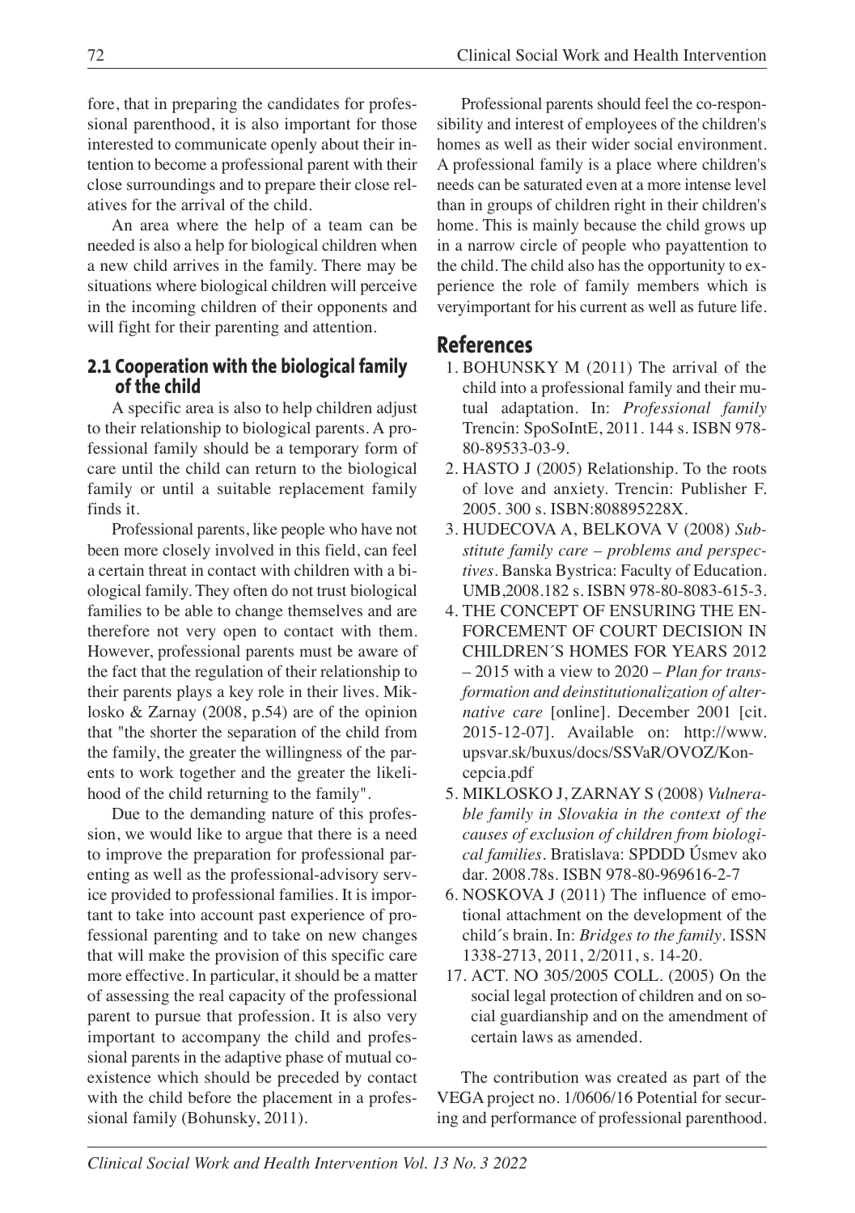fore, that in preparing the candidates for professional parenthood, it is also important for those interested to communicate openly about their intention to become a professional parent with their close surroundings and to prepare their close relatives for the arrival of the child.

An area where the help of a team can be needed is also a help for biological children when a new child arrives in the family. There may be situations where biological children will perceive in the incoming children of their opponents and will fight for their parenting and attention.

### 2.1 Cooperation with the biological family of the child

A specific area is also to help children adjust to their relationship to biological parents. A professional family should be a temporary form of care until the child can return to the biological family or until a suitable replacement family finds it.

Professional parents, like people who have not been more closely involved in this field, can feel a certain threat in contact with children with a biological family. They often do not trust biological families to be able to change themselves and are therefore not very open to contact with them. However, professional parents must be aware of the fact that the regulation of their relationship to their parents plays a key role in their lives. Miklosko & Zarnay (2008, p.54) are of the opinion that "the shorter the separation of the child from the family, the greater the willingness of the parents to work together and the greater the likelihood of the child returning to the family".

Due to the demanding nature of this profession, we would like to argue that there is a need to improve the preparation for professional parenting as well as the professional-advisory service provided to professional families. It is important to take into account past experience of professional parenting and to take on new changes that will make the provision of this specific care more effective. In particular, it should be a matter of assessing the real capacity of the professional parent to pursue that profession. It is also very important to accompany the child and professional parents in the adaptive phase of mutual coexistence which should be preceded by contact with the child before the placement in a professional family (Bohunsky, 2011).

Professional parents should feel the co-responsibility and interest of employees of the children's homes as well as their wider social environment. A professional family is a place where children's needs can be saturated even at a more intense level than in groups of children right in their children's home. This is mainly because the child grows up in a narrow circle of people who payattention to the child. The child also has the opportunity to experience the role of family members which is veryimportant for his current as well as future life.

## References

1. BOHUNSKY M (2011) The arrival of the child into a professional family and their mutual adaptation. In: *Professional family* Trencin: SpoSoIntE, 2011. 144 s. ISBN 978-80-89533-03-9.
2. HASTO J (2005) Relationship. To the roots of love and anxiety. Trencin: Publisher F. 2005. 300 s. ISBN:808895228X.
3. HUDECOVA A, BELKOVA V (2008) *Substitute family care – problems and perspectives*. Banska Bystrica: Faculty of Education. UMB,2008.182 s. ISBN 978-80-8083-615-3.
4. THE CONCEPT OF ENSURING THE ENFORCEMENT OF COURT DECISION IN CHILDREN´S HOMES FOR YEARS 2012 – 2015 with a view to 2020 – *Plan for transformation and deinstitutionalization of alternative care* [online]. December 2001 [cit. 2015-12-07]. Available on: http://www.upsvar.sk/buxus/docs/SSVaR/OVOZ/Koncepcia.pdf
5. MIKLOSKO J, ZARNAY S (2008) *Vulnerable family in Slovakia in the context of the causes of exclusion of children from biological families*. Bratislava: SPDDD Úsmev ako dar. 2008.78s. ISBN 978-80-969616-2-7
6. NOSKOVA J (2011) The influence of emotional attachment on the development of the child´s brain. In: *Bridges to the family*. ISSN 1338-2713, 2011, 2/2011, s. 14-20.
17. ACT. NO 305/2005 COLL. (2005) On the social legal protection of children and on social guardianship and on the amendment of certain laws as amended.

The contribution was created as part of the VEGA project no. 1/0606/16 Potential for securing and performance of professional parenthood.